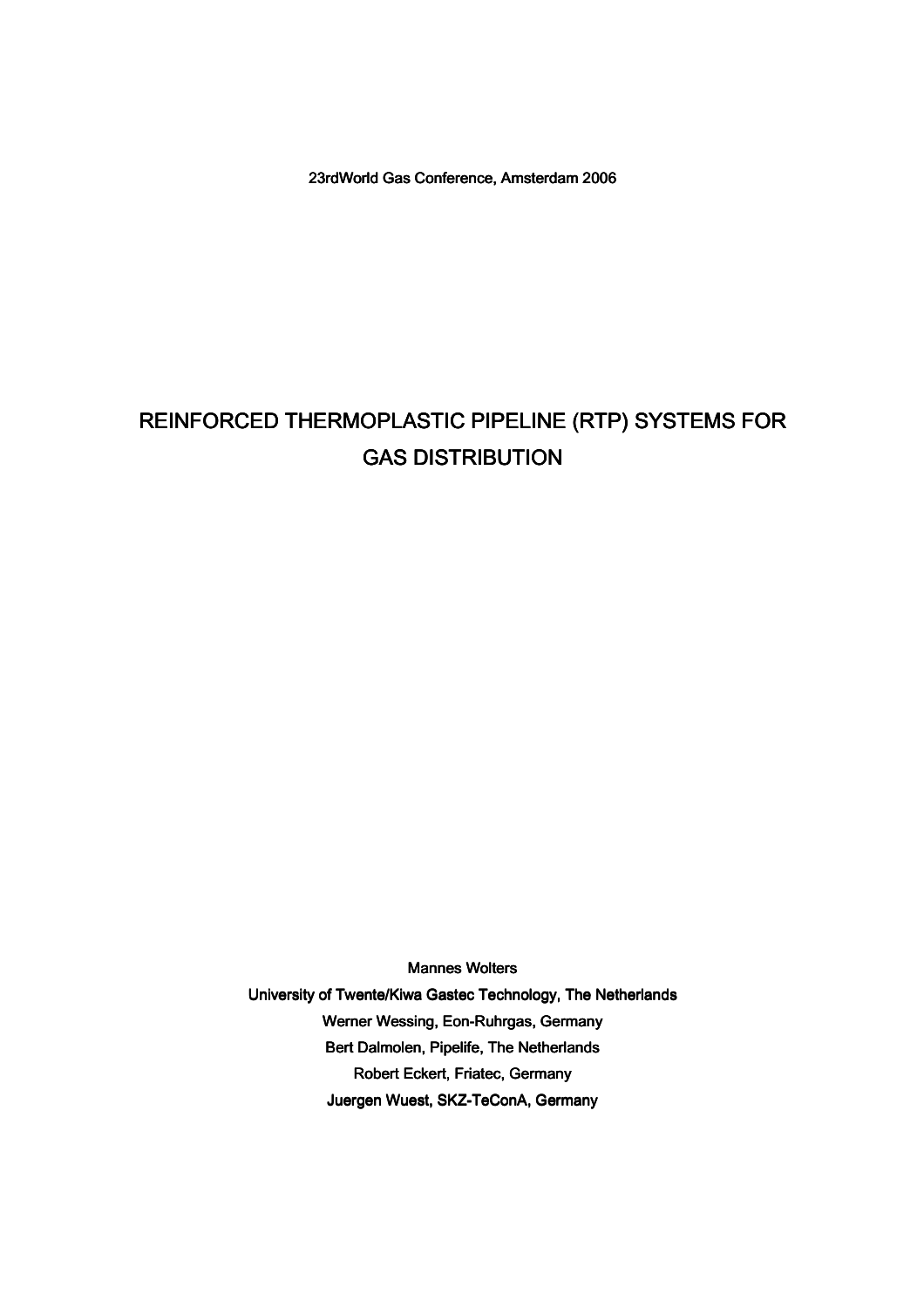23rdWorld Gas Conference, Amsterdam 2006

# REINFORCED THERMOPLASTIC PIPELINE (RTP) SYSTEMS FOR GAS DISTRIBUTION

Mannes Wolters

University of Twente/Kiwa Gastec Technology, The Netherlands

Werner Wessing, Eon-Ruhrgas, Germany

Bert Dalmolen, Pipelife, The Netherlands

Robert Eckert, Friatec, Germany

Juergen Wuest, SKZ-TeConA, Germany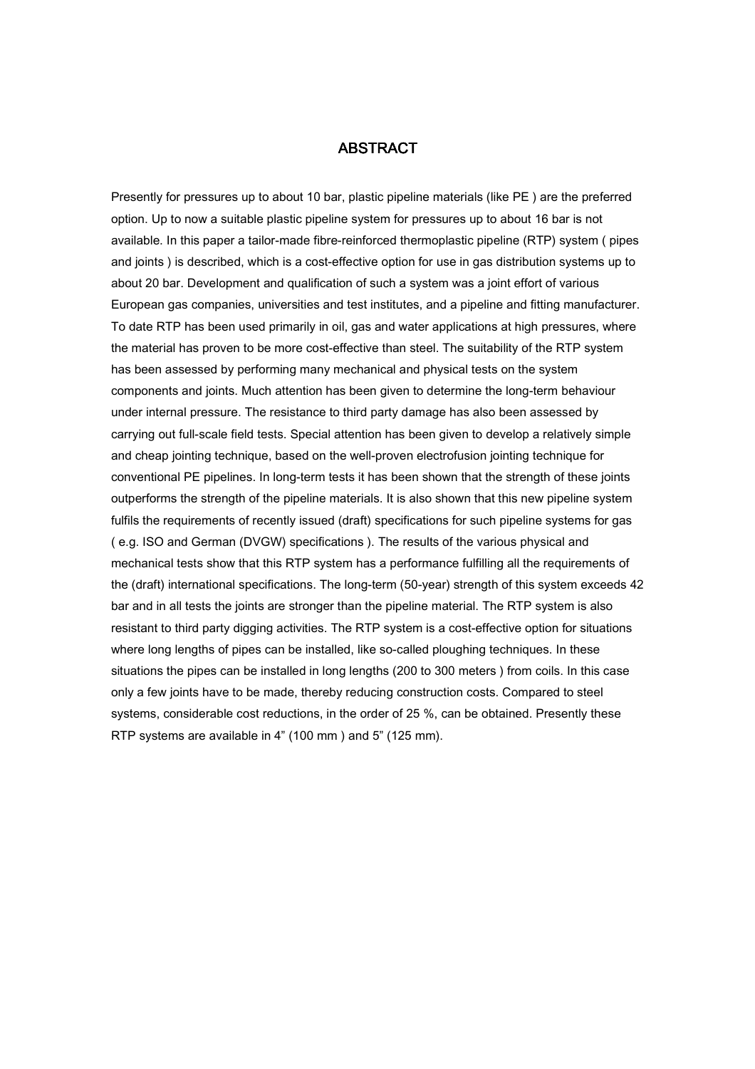# ABSTRACT

Presently for pressures up to about 10 bar, plastic pipeline materials (like PE ) are the preferred option. Up to now a suitable plastic pipeline system for pressures up to about 16 bar is not available. In this paper a tailor-made fibre-reinforced thermoplastic pipeline (RTP) system ( pipes and joints ) is described, which is a cost-effective option for use in gas distribution systems up to about 20 bar. Development and qualification of such a system was a joint effort of various European gas companies, universities and test institutes, and a pipeline and fitting manufacturer. To date RTP has been used primarily in oil, gas and water applications at high pressures, where the material has proven to be more cost-effective than steel. The suitability of the RTP system has been assessed by performing many mechanical and physical tests on the system components and joints. Much attention has been given to determine the long-term behaviour under internal pressure. The resistance to third party damage has also been assessed by carrying out full-scale field tests. Special attention has been given to develop a relatively simple and cheap jointing technique, based on the well-proven electrofusion jointing technique for conventional PE pipelines. In long-term tests it has been shown that the strength of these joints outperforms the strength of the pipeline materials. It is also shown that this new pipeline system fulfils the requirements of recently issued (draft) specifications for such pipeline systems for gas ( e.g. ISO and German (DVGW) specifications ). The results of the various physical and mechanical tests show that this RTP system has a performance fulfilling all the requirements of the (draft) international specifications. The long-term (50-year) strength of this system exceeds 42 bar and in all tests the joints are stronger than the pipeline material. The RTP system is also resistant to third party digging activities. The RTP system is a cost-effective option for situations where long lengths of pipes can be installed, like so-called ploughing techniques. In these situations the pipes can be installed in long lengths (200 to 300 meters ) from coils. In this case only a few joints have to be made, thereby reducing construction costs. Compared to steel systems, considerable cost reductions, in the order of 25 %, can be obtained. Presently these RTP systems are available in 4" (100 mm ) and 5" (125 mm).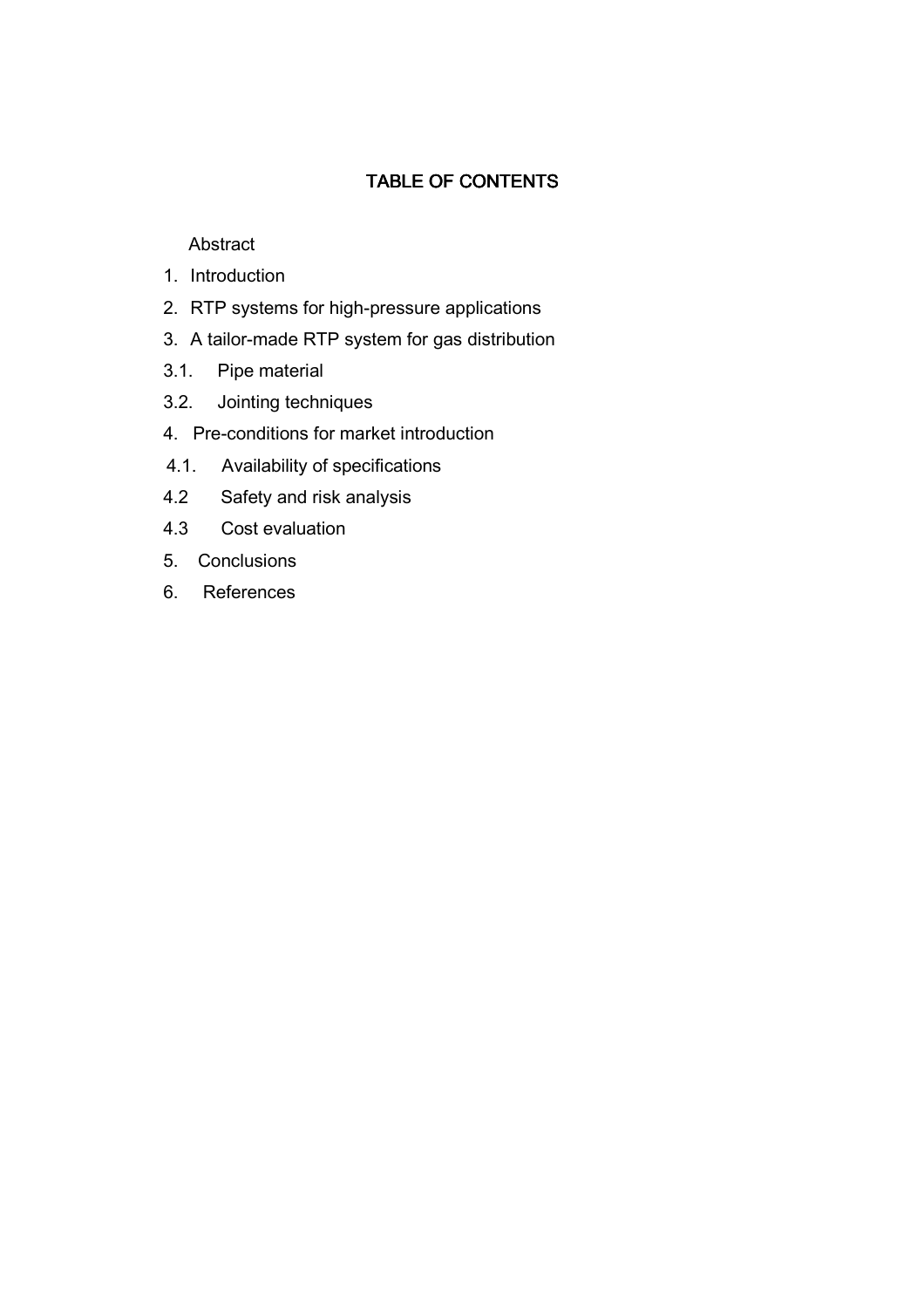## TABLE OF CONTENTS

Abstract

1. Introduction
2. RTP systems for high-pressure applications
3. A tailor-made RTP system for gas distribution

3.1. Pipe material

3.2. Jointing techniques

4. Pre-conditions for market introduction

4.1. Availability of specifications

4.2 Safety and risk analysis

4.3 Cost evaluation

5. Conclusions
6. References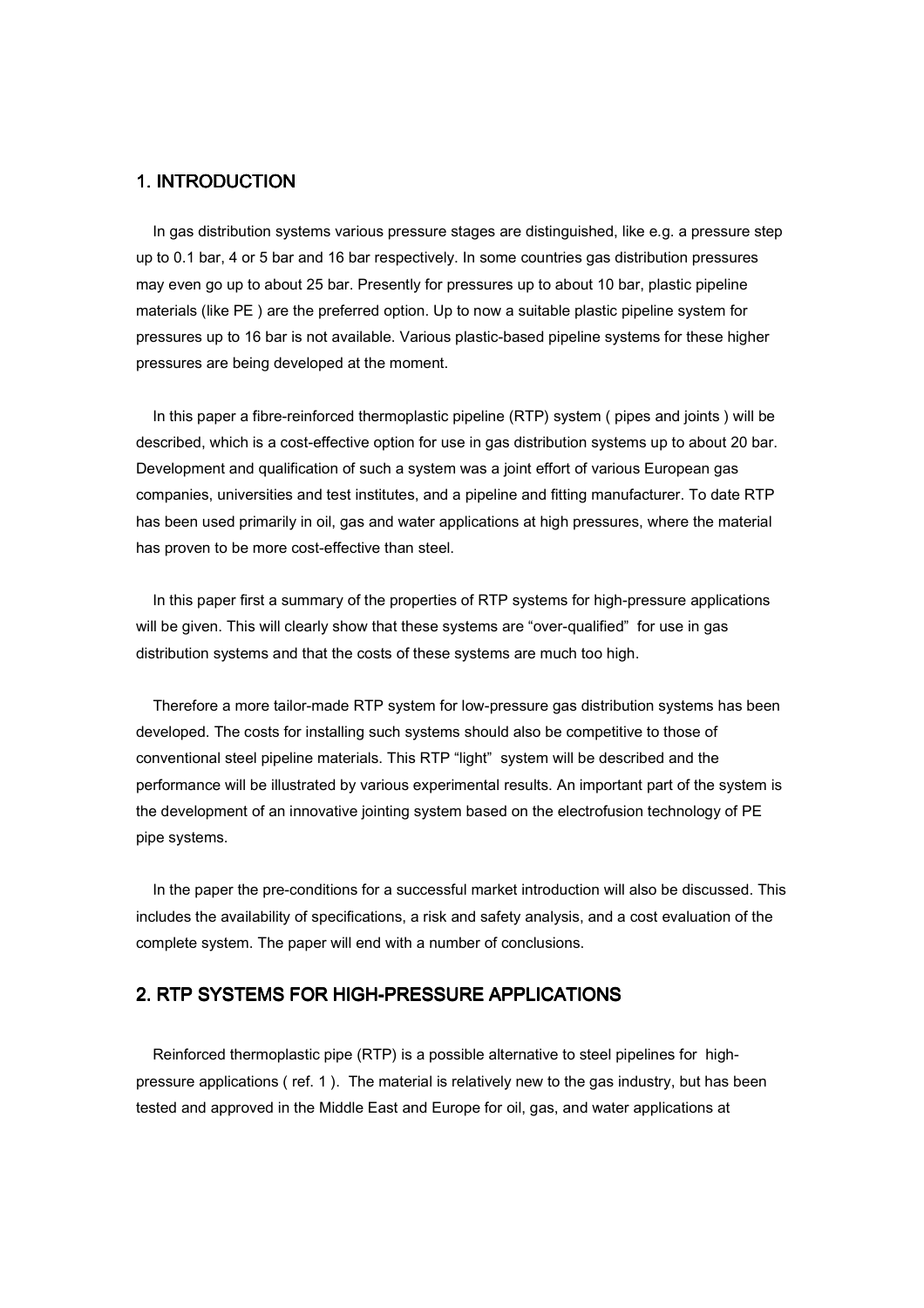## 1. INTRODUCTION

In gas distribution systems various pressure stages are distinguished, like e.g. a pressure step up to 0.1 bar, 4 or 5 bar and 16 bar respectively. In some countries gas distribution pressures may even go up to about 25 bar. Presently for pressures up to about 10 bar, plastic pipeline materials (like PE ) are the preferred option. Up to now a suitable plastic pipeline system for pressures up to 16 bar is not available. Various plastic-based pipeline systems for these higher pressures are being developed at the moment.

In this paper a fibre-reinforced thermoplastic pipeline (RTP) system ( pipes and joints ) will be described, which is a cost-effective option for use in gas distribution systems up to about 20 bar. Development and qualification of such a system was a joint effort of various European gas companies, universities and test institutes, and a pipeline and fitting manufacturer. To date RTP has been used primarily in oil, gas and water applications at high pressures, where the material has proven to be more cost-effective than steel.

In this paper first a summary of the properties of RTP systems for high-pressure applications will be given. This will clearly show that these systems are “over-qualified” for use in gas distribution systems and that the costs of these systems are much too high.

Therefore a more tailor-made RTP system for low-pressure gas distribution systems has been developed. The costs for installing such systems should also be competitive to those of conventional steel pipeline materials. This RTP “light” system will be described and the performance will be illustrated by various experimental results. An important part of the system is the development of an innovative jointing system based on the electrofusion technology of PE pipe systems.

In the paper the pre-conditions for a successful market introduction will also be discussed. This includes the availability of specifications, a risk and safety analysis, and a cost evaluation of the complete system. The paper will end with a number of conclusions.

## 2. RTP SYSTEMS FOR HIGH-PRESSURE APPLICATIONS

Reinforced thermoplastic pipe (RTP) is a possible alternative to steel pipelines for high-pressure applications ( ref. 1 ). The material is relatively new to the gas industry, but has been tested and approved in the Middle East and Europe for oil, gas, and water applications at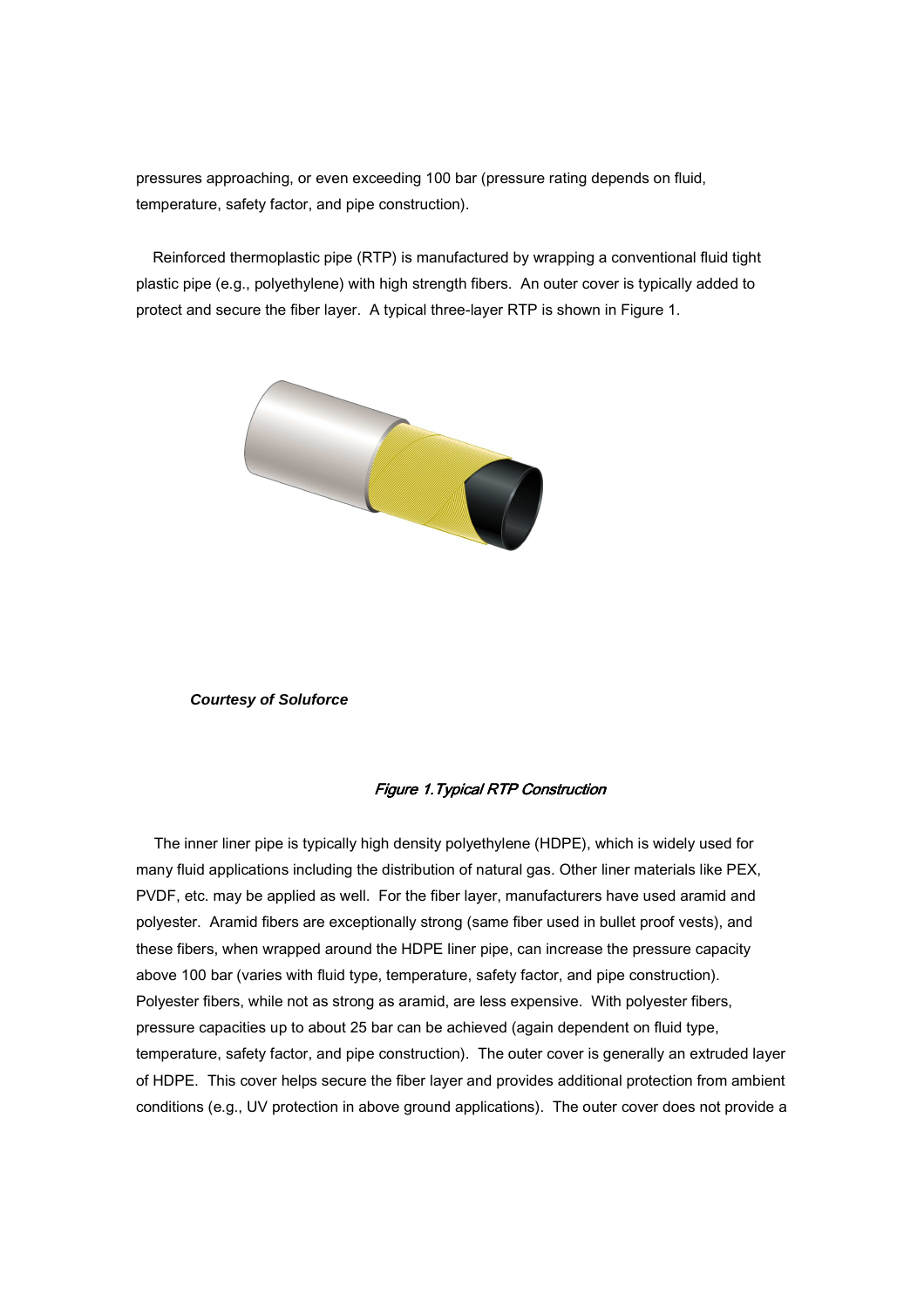pressures approaching, or even exceeding 100 bar (pressure rating depends on fluid, temperature, safety factor, and pipe construction).

Reinforced thermoplastic pipe (RTP) is manufactured by wrapping a conventional fluid tight plastic pipe (e.g., polyethylene) with high strength fibers. An outer cover is typically added to protect and secure the fiber layer. A typical three-layer RTP is shown in Figure 1.

***Courtesy of Soluforce***

*Figure 1. Typical RTP Construction*

The inner liner pipe is typically high density polyethylene (HDPE), which is widely used for many fluid applications including the distribution of natural gas. Other liner materials like PEX, PVDF, etc. may be applied as well. For the fiber layer, manufacturers have used aramid and polyester. Aramid fibers are exceptionally strong (same fiber used in bullet proof vests), and these fibers, when wrapped around the HDPE liner pipe, can increase the pressure capacity above 100 bar (varies with fluid type, temperature, safety factor, and pipe construction). Polyester fibers, while not as strong as aramid, are less expensive. With polyester fibers, pressure capacities up to about 25 bar can be achieved (again dependent on fluid type, temperature, safety factor, and pipe construction). The outer cover is generally an extruded layer of HDPE. This cover helps secure the fiber layer and provides additional protection from ambient conditions (e.g., UV protection in above ground applications). The outer cover does not provide a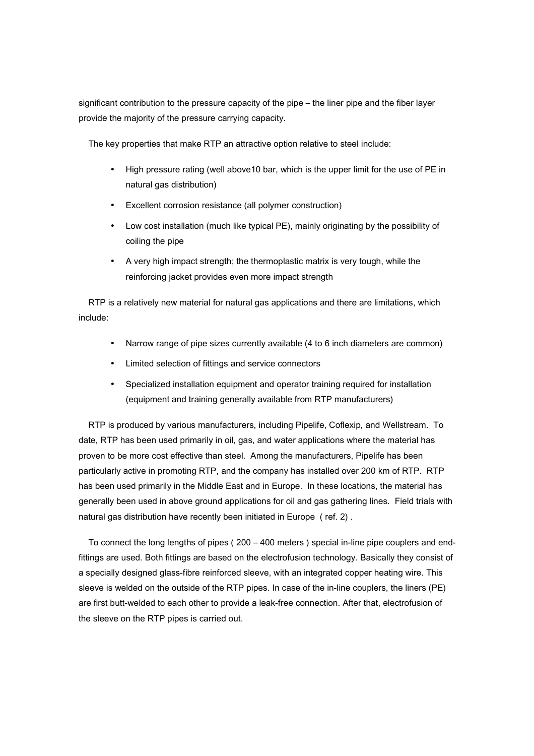significant contribution to the pressure capacity of the pipe – the liner pipe and the fiber layer provide the majority of the pressure carrying capacity.

The key properties that make RTP an attractive option relative to steel include:

- High pressure rating (well above10 bar, which is the upper limit for the use of PE in natural gas distribution)
- Excellent corrosion resistance (all polymer construction)
- Low cost installation (much like typical PE), mainly originating by the possibility of coiling the pipe
- A very high impact strength; the thermoplastic matrix is very tough, while the reinforcing jacket provides even more impact strength

RTP is a relatively new material for natural gas applications and there are limitations, which include:

- Narrow range of pipe sizes currently available (4 to 6 inch diameters are common)
- Limited selection of fittings and service connectors
- Specialized installation equipment and operator training required for installation (equipment and training generally available from RTP manufacturers)

RTP is produced by various manufacturers, including Pipelife, Coflexip, and Wellstream. To date, RTP has been used primarily in oil, gas, and water applications where the material has proven to be more cost effective than steel. Among the manufacturers, Pipelife has been particularly active in promoting RTP, and the company has installed over 200 km of RTP. RTP has been used primarily in the Middle East and in Europe. In these locations, the material has generally been used in above ground applications for oil and gas gathering lines. Field trials with natural gas distribution have recently been initiated in Europe ( ref. 2) .

To connect the long lengths of pipes ( 200 – 400 meters ) special in-line pipe couplers and end-fittings are used. Both fittings are based on the electrofusion technology. Basically they consist of a specially designed glass-fibre reinforced sleeve, with an integrated copper heating wire. This sleeve is welded on the outside of the RTP pipes. In case of the in-line couplers, the liners (PE) are first butt-welded to each other to provide a leak-free connection. After that, electrofusion of the sleeve on the RTP pipes is carried out.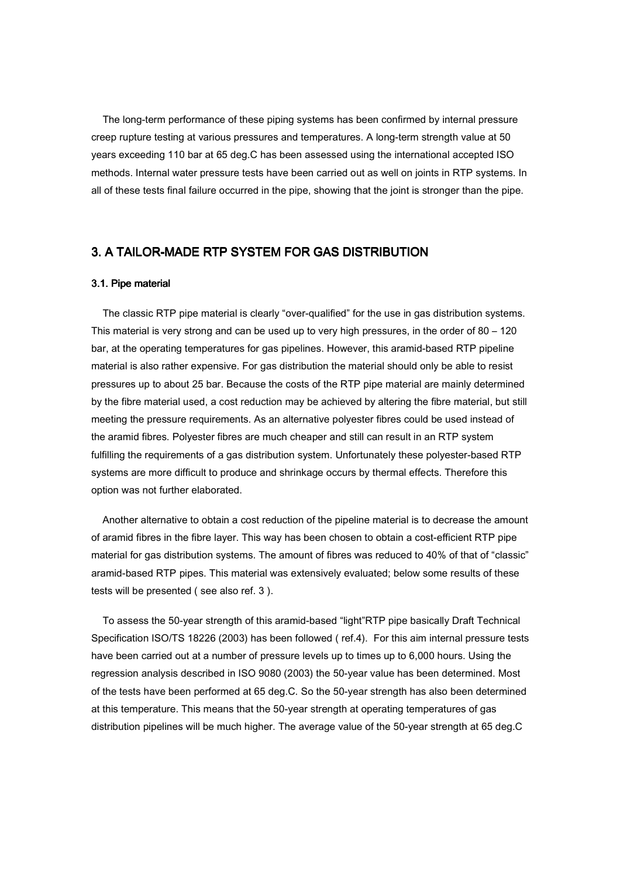The long-term performance of these piping systems has been confirmed by internal pressure creep rupture testing at various pressures and temperatures. A long-term strength value at 50 years exceeding 110 bar at 65 deg.C has been assessed using the international accepted ISO methods. Internal water pressure tests have been carried out as well on joints in RTP systems. In all of these tests final failure occurred in the pipe, showing that the joint is stronger than the pipe.

## 3. A TAILOR-MADE RTP SYSTEM FOR GAS DISTRIBUTION

### 3.1. Pipe material

The classic RTP pipe material is clearly “over-qualified” for the use in gas distribution systems. This material is very strong and can be used up to very high pressures, in the order of 80 – 120 bar, at the operating temperatures for gas pipelines. However, this aramid-based RTP pipeline material is also rather expensive. For gas distribution the material should only be able to resist pressures up to about 25 bar. Because the costs of the RTP pipe material are mainly determined by the fibre material used, a cost reduction may be achieved by altering the fibre material, but still meeting the pressure requirements. As an alternative polyester fibres could be used instead of the aramid fibres. Polyester fibres are much cheaper and still can result in an RTP system fulfilling the requirements of a gas distribution system. Unfortunately these polyester-based RTP systems are more difficult to produce and shrinkage occurs by thermal effects. Therefore this option was not further elaborated.

Another alternative to obtain a cost reduction of the pipeline material is to decrease the amount of aramid fibres in the fibre layer. This way has been chosen to obtain a cost-efficient RTP pipe material for gas distribution systems. The amount of fibres was reduced to 40% of that of “classic” aramid-based RTP pipes. This material was extensively evaluated; below some results of these tests will be presented ( see also ref. 3 ).

To assess the 50-year strength of this aramid-based “light”RTP pipe basically Draft Technical Specification ISO/TS 18226 (2003) has been followed ( ref.4). For this aim internal pressure tests have been carried out at a number of pressure levels up to times up to 6,000 hours. Using the regression analysis described in ISO 9080 (2003) the 50-year value has been determined. Most of the tests have been performed at 65 deg.C. So the 50-year strength has also been determined at this temperature. This means that the 50-year strength at operating temperatures of gas distribution pipelines will be much higher. The average value of the 50-year strength at 65 deg.C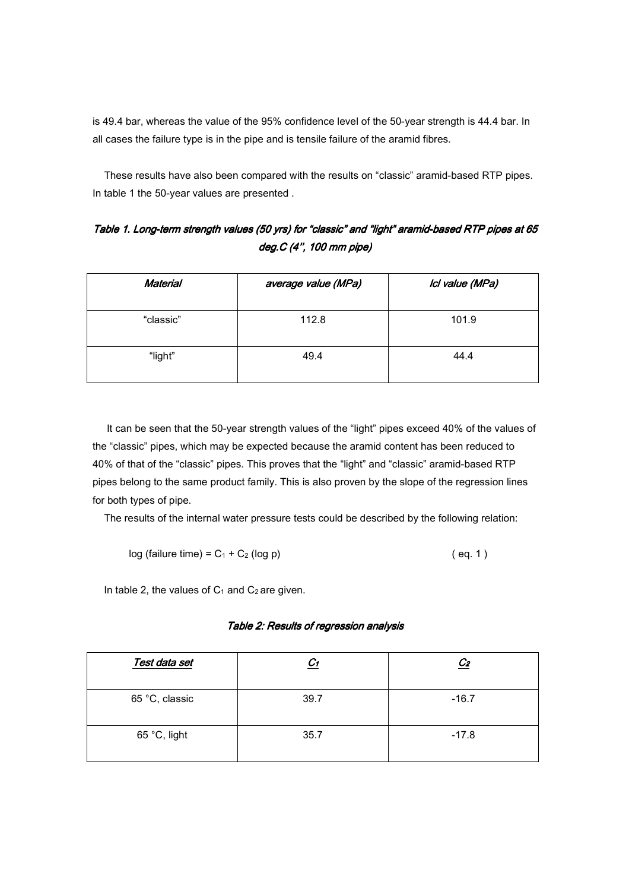is 49.4 bar, whereas the value of the 95% confidence level of the 50-year strength is 44.4 bar. In all cases the failure type is in the pipe and is tensile failure of the aramid fibres.

These results have also been compared with the results on "classic" aramid-based RTP pipes. In table 1 the 50-year values are presented .

*Table 1. Long-term strength values (50 yrs) for "classic" and "light" aramid-based RTP pipes at 65 deg.C (4", 100 mm pipe)*

| *Material* | *average value (MPa)* | *lcl value (MPa)* |
|---|---|---|
| "classic" | 112.8 | 101.9 |
| "light" | 49.4 | 44.4 |

It can be seen that the 50-year strength values of the "light" pipes exceed 40% of the values of the "classic" pipes, which may be expected because the aramid content has been reduced to 40% of that of the "classic" pipes. This proves that the "light" and "classic" aramid-based RTP pipes belong to the same product family. This is also proven by the slope of the regression lines for both types of pipe.

The results of the internal water pressure tests could be described by the following relation:

$$\log (\text{failure time}) = C_1 + C_2 (\log p) \qquad (\text{eq. } 1)$$

In table 2, the values of $C_1$ and $C_2$ are given.

*Table 2: Results of regression analysis*

| *Test data set* | $C_1$ | $C_2$ |
|---|---|---|
| 65 °C, classic | 39.7 | -16.7 |
| 65 °C, light | 35.7 | -17.8 |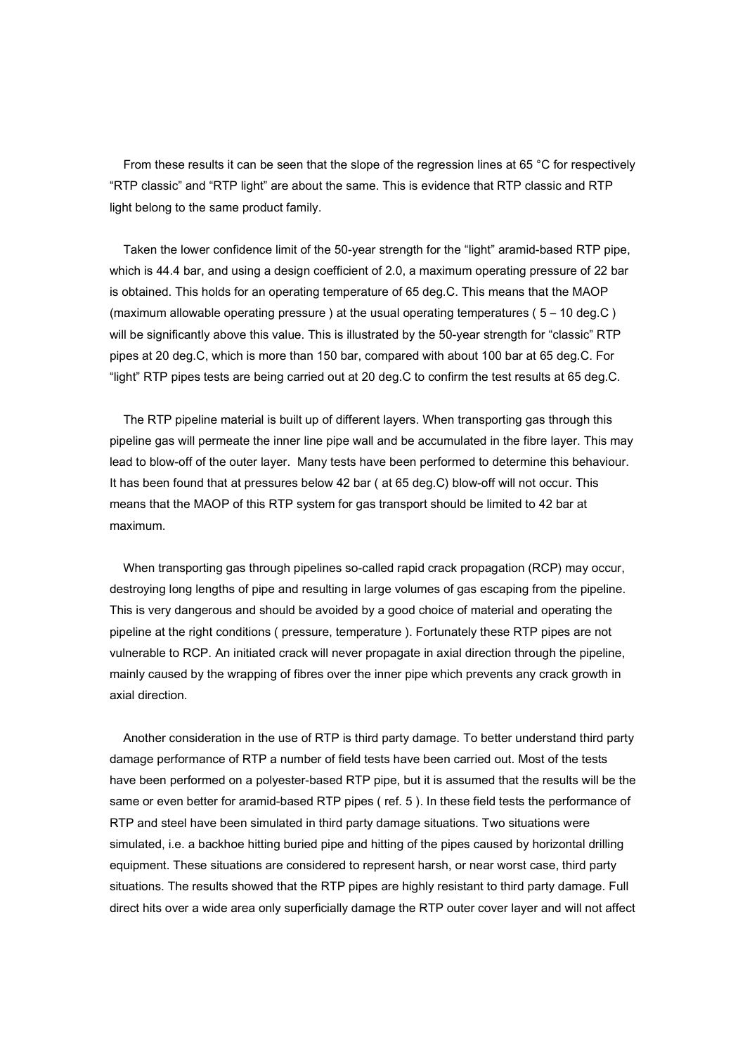From these results it can be seen that the slope of the regression lines at 65 °C for respectively "RTP classic" and "RTP light" are about the same. This is evidence that RTP classic and RTP light belong to the same product family.

Taken the lower confidence limit of the 50-year strength for the "light" aramid-based RTP pipe, which is 44.4 bar, and using a design coefficient of 2.0, a maximum operating pressure of 22 bar is obtained. This holds for an operating temperature of 65 deg.C. This means that the MAOP (maximum allowable operating pressure ) at the usual operating temperatures ( 5 – 10 deg.C ) will be significantly above this value. This is illustrated by the 50-year strength for "classic" RTP pipes at 20 deg.C, which is more than 150 bar, compared with about 100 bar at 65 deg.C. For "light" RTP pipes tests are being carried out at 20 deg.C to confirm the test results at 65 deg.C.

The RTP pipeline material is built up of different layers. When transporting gas through this pipeline gas will permeate the inner line pipe wall and be accumulated in the fibre layer. This may lead to blow-off of the outer layer. Many tests have been performed to determine this behaviour. It has been found that at pressures below 42 bar ( at 65 deg.C) blow-off will not occur. This means that the MAOP of this RTP system for gas transport should be limited to 42 bar at maximum.

When transporting gas through pipelines so-called rapid crack propagation (RCP) may occur, destroying long lengths of pipe and resulting in large volumes of gas escaping from the pipeline. This is very dangerous and should be avoided by a good choice of material and operating the pipeline at the right conditions ( pressure, temperature ). Fortunately these RTP pipes are not vulnerable to RCP. An initiated crack will never propagate in axial direction through the pipeline, mainly caused by the wrapping of fibres over the inner pipe which prevents any crack growth in axial direction.

Another consideration in the use of RTP is third party damage. To better understand third party damage performance of RTP a number of field tests have been carried out. Most of the tests have been performed on a polyester-based RTP pipe, but it is assumed that the results will be the same or even better for aramid-based RTP pipes ( ref. 5 ). In these field tests the performance of RTP and steel have been simulated in third party damage situations. Two situations were simulated, i.e. a backhoe hitting buried pipe and hitting of the pipes caused by horizontal drilling equipment. These situations are considered to represent harsh, or near worst case, third party situations. The results showed that the RTP pipes are highly resistant to third party damage. Full direct hits over a wide area only superficially damage the RTP outer cover layer and will not affect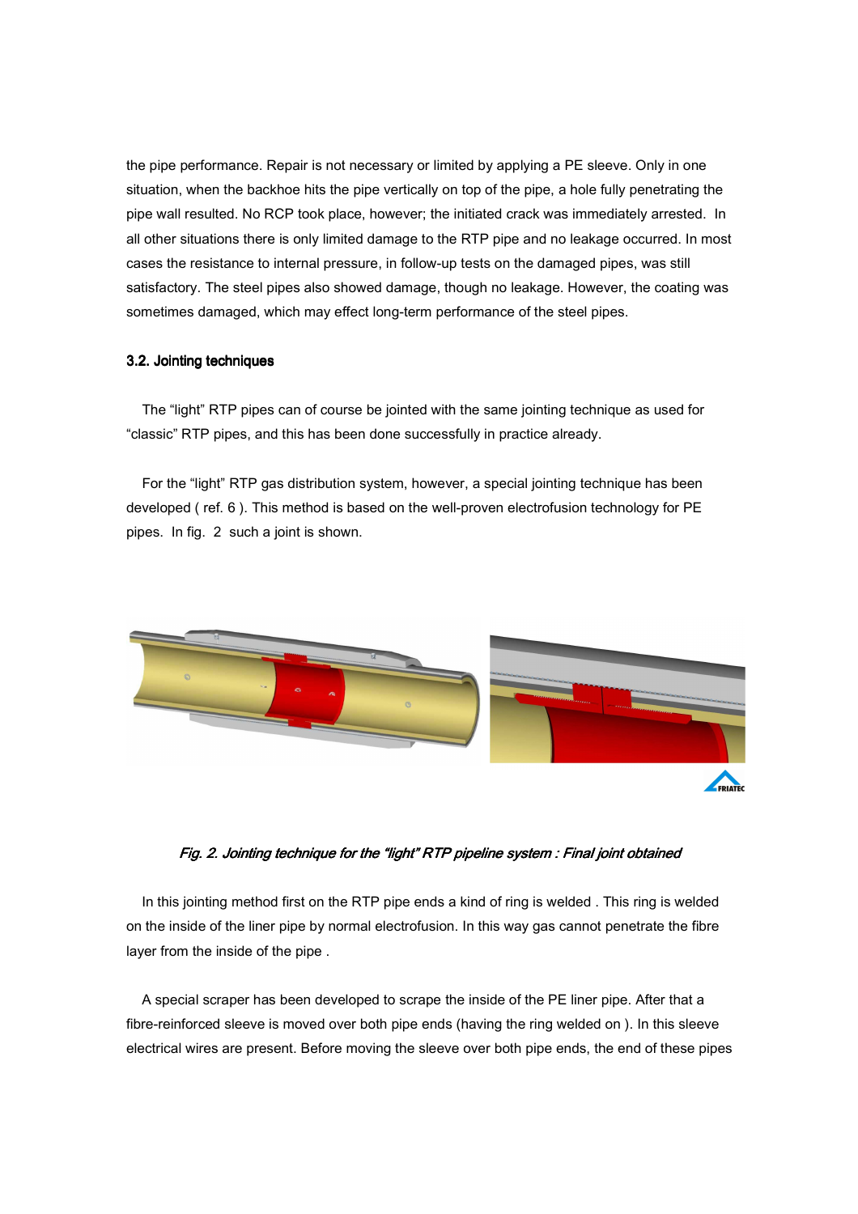the pipe performance. Repair is not necessary or limited by applying a PE sleeve. Only in one situation, when the backhoe hits the pipe vertically on top of the pipe, a hole fully penetrating the pipe wall resulted. No RCP took place, however; the initiated crack was immediately arrested. In all other situations there is only limited damage to the RTP pipe and no leakage occurred. In most cases the resistance to internal pressure, in follow-up tests on the damaged pipes, was still satisfactory. The steel pipes also showed damage, though no leakage. However, the coating was sometimes damaged, which may effect long-term performance of the steel pipes.

### 3.2. Jointing techniques

The “light” RTP pipes can of course be jointed with the same jointing technique as used for “classic” RTP pipes, and this has been done successfully in practice already.

For the “light” RTP gas distribution system, however, a special jointing technique has been developed ( ref. 6 ). This method is based on the well-proven electrofusion technology for PE pipes. In fig. 2 such a joint is shown.

*Fig. 2. Jointing technique for the “light” RTP pipeline system : Final joint obtained*

In this jointing method first on the RTP pipe ends a kind of ring is welded . This ring is welded on the inside of the liner pipe by normal electrofusion. In this way gas cannot penetrate the fibre layer from the inside of the pipe .

A special scraper has been developed to scrape the inside of the PE liner pipe. After that a fibre-reinforced sleeve is moved over both pipe ends (having the ring welded on ). In this sleeve electrical wires are present. Before moving the sleeve over both pipe ends, the end of these pipes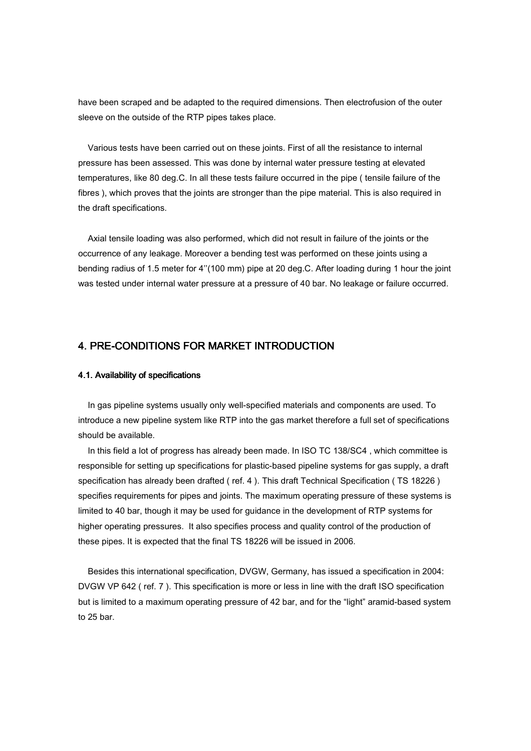have been scraped and be adapted to the required dimensions. Then electrofusion of the outer sleeve on the outside of the RTP pipes takes place.

Various tests have been carried out on these joints. First of all the resistance to internal pressure has been assessed. This was done by internal water pressure testing at elevated temperatures, like 80 deg.C. In all these tests failure occurred in the pipe ( tensile failure of the fibres ), which proves that the joints are stronger than the pipe material. This is also required in the draft specifications.

Axial tensile loading was also performed, which did not result in failure of the joints or the occurrence of any leakage. Moreover a bending test was performed on these joints using a bending radius of 1.5 meter for 4''(100 mm) pipe at 20 deg.C. After loading during 1 hour the joint was tested under internal water pressure at a pressure of 40 bar. No leakage or failure occurred.

## 4. PRE-CONDITIONS FOR MARKET INTRODUCTION

### 4.1. Availability of specifications

In gas pipeline systems usually only well-specified materials and components are used. To introduce a new pipeline system like RTP into the gas market therefore a full set of specifications should be available.

In this field a lot of progress has already been made. In ISO TC 138/SC4 , which committee is responsible for setting up specifications for plastic-based pipeline systems for gas supply, a draft specification has already been drafted ( ref. 4 ). This draft Technical Specification ( TS 18226 ) specifies requirements for pipes and joints. The maximum operating pressure of these systems is limited to 40 bar, though it may be used for guidance in the development of RTP systems for higher operating pressures. It also specifies process and quality control of the production of these pipes. It is expected that the final TS 18226 will be issued in 2006.

Besides this international specification, DVGW, Germany, has issued a specification in 2004: DVGW VP 642 ( ref. 7 ). This specification is more or less in line with the draft ISO specification but is limited to a maximum operating pressure of 42 bar, and for the "light" aramid-based system to 25 bar.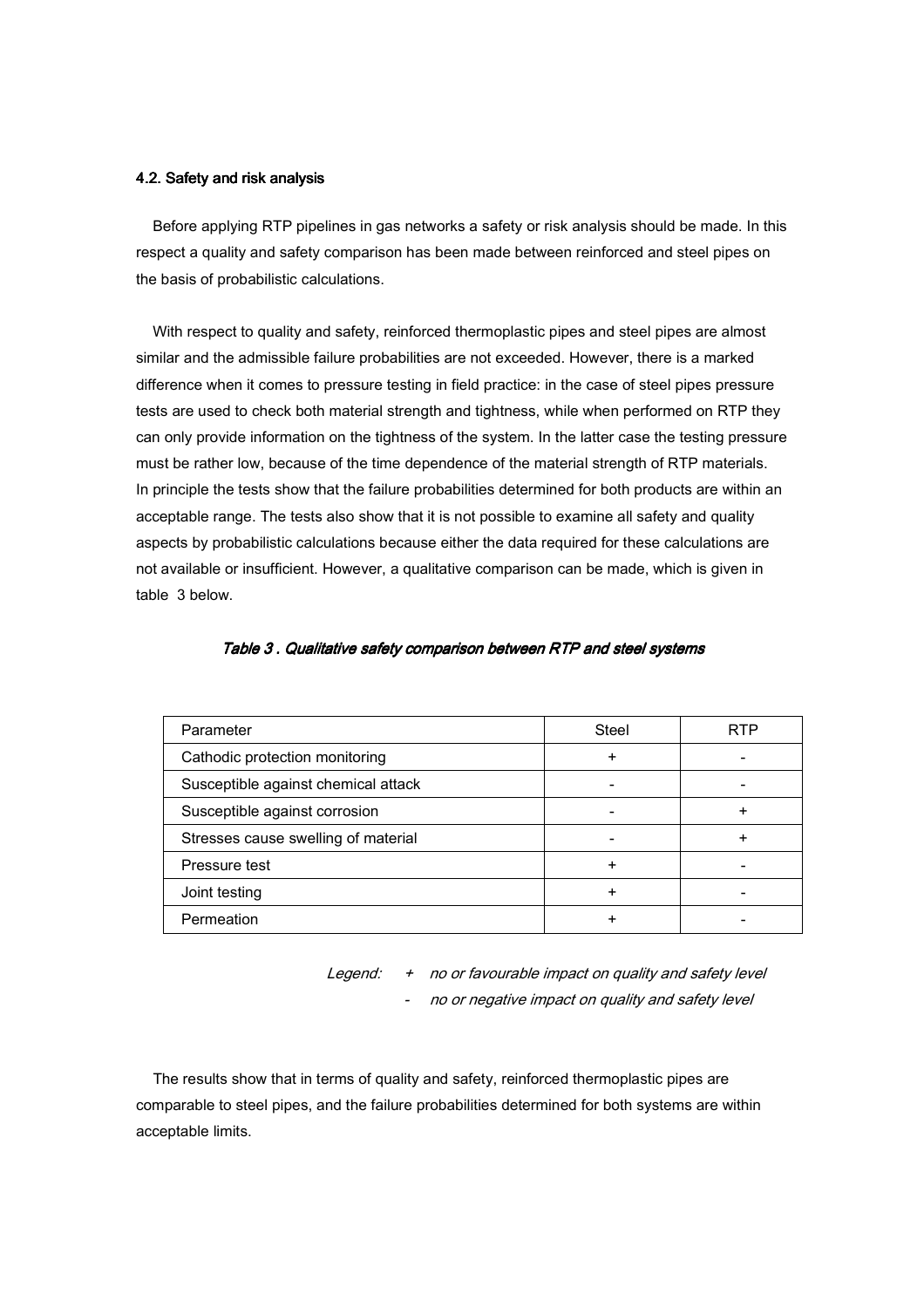### 4.2. Safety and risk analysis

Before applying RTP pipelines in gas networks a safety or risk analysis should be made. In this respect a quality and safety comparison has been made between reinforced and steel pipes on the basis of probabilistic calculations.

With respect to quality and safety, reinforced thermoplastic pipes and steel pipes are almost similar and the admissible failure probabilities are not exceeded. However, there is a marked difference when it comes to pressure testing in field practice: in the case of steel pipes pressure tests are used to check both material strength and tightness, while when performed on RTP they can only provide information on the tightness of the system. In the latter case the testing pressure must be rather low, because of the time dependence of the material strength of RTP materials. In principle the tests show that the failure probabilities determined for both products are within an acceptable range. The tests also show that it is not possible to examine all safety and quality aspects by probabilistic calculations because either the data required for these calculations are not available or insufficient. However, a qualitative comparison can be made, which is given in table 3 below.

*Table 3 . Qualitative safety comparison between RTP and steel systems*

| Parameter | Steel | RTP |
|---|---|---|
| Cathodic protection monitoring | + | - |
| Susceptible against chemical attack | - | - |
| Susceptible against corrosion | - | + |
| Stresses cause swelling of material | - | + |
| Pressure test | + | - |
| Joint testing | + | - |
| Permeation | + | - |

*Legend:* + *no or favourable impact on quality and safety level*
\- *no or negative impact on quality and safety level*

The results show that in terms of quality and safety, reinforced thermoplastic pipes are comparable to steel pipes, and the failure probabilities determined for both systems are within acceptable limits.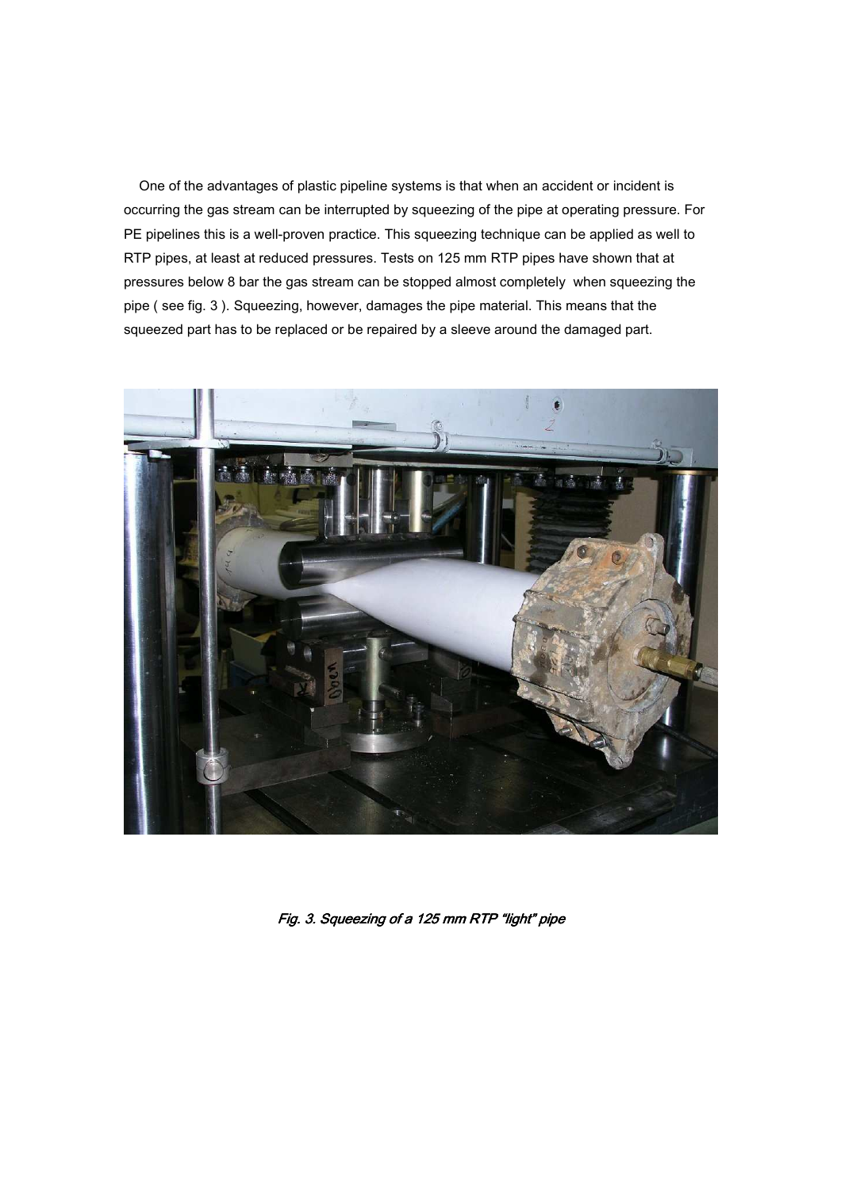One of the advantages of plastic pipeline systems is that when an accident or incident is occurring the gas stream can be interrupted by squeezing of the pipe at operating pressure. For PE pipelines this is a well-proven practice. This squeezing technique can be applied as well to RTP pipes, at least at reduced pressures. Tests on 125 mm RTP pipes have shown that at pressures below 8 bar the gas stream can be stopped almost completely when squeezing the pipe ( see fig. 3 ). Squeezing, however, damages the pipe material. This means that the squeezed part has to be replaced or be repaired by a sleeve around the damaged part.

*Fig. 3. Squeezing of a 125 mm RTP "light" pipe*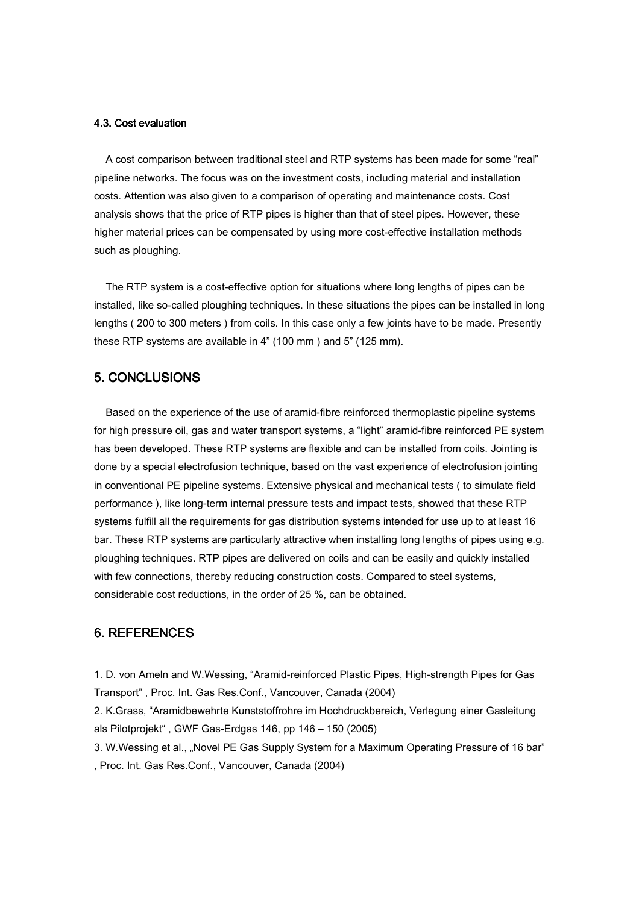### 4.3. Cost evaluation

A cost comparison between traditional steel and RTP systems has been made for some "real" pipeline networks. The focus was on the investment costs, including material and installation costs. Attention was also given to a comparison of operating and maintenance costs. Cost analysis shows that the price of RTP pipes is higher than that of steel pipes. However, these higher material prices can be compensated by using more cost-effective installation methods such as ploughing.

The RTP system is a cost-effective option for situations where long lengths of pipes can be installed, like so-called ploughing techniques. In these situations the pipes can be installed in long lengths ( 200 to 300 meters ) from coils. In this case only a few joints have to be made. Presently these RTP systems are available in 4" (100 mm ) and 5" (125 mm).

## 5. CONCLUSIONS

Based on the experience of the use of aramid-fibre reinforced thermoplastic pipeline systems for high pressure oil, gas and water transport systems, a "light" aramid-fibre reinforced PE system has been developed. These RTP systems are flexible and can be installed from coils. Jointing is done by a special electrofusion technique, based on the vast experience of electrofusion jointing in conventional PE pipeline systems. Extensive physical and mechanical tests ( to simulate field performance ), like long-term internal pressure tests and impact tests, showed that these RTP systems fulfill all the requirements for gas distribution systems intended for use up to at least 16 bar. These RTP systems are particularly attractive when installing long lengths of pipes using e.g. ploughing techniques. RTP pipes are delivered on coils and can be easily and quickly installed with few connections, thereby reducing construction costs. Compared to steel systems, considerable cost reductions, in the order of 25 %, can be obtained.

## 6. REFERENCES

1. D. von Ameln and W.Wessing, "Aramid-reinforced Plastic Pipes, High-strength Pipes for Gas Transport" , Proc. Int. Gas Res.Conf., Vancouver, Canada (2004)
2. K.Grass, "Aramidbewehrte Kunststoffrohre im Hochdruckbereich, Verlegung einer Gasleitung als Pilotprojekt" , GWF Gas-Erdgas 146, pp 146 – 150 (2005)
3. W.Wessing et al., „Novel PE Gas Supply System for a Maximum Operating Pressure of 16 bar" , Proc. Int. Gas Res.Conf., Vancouver, Canada (2004)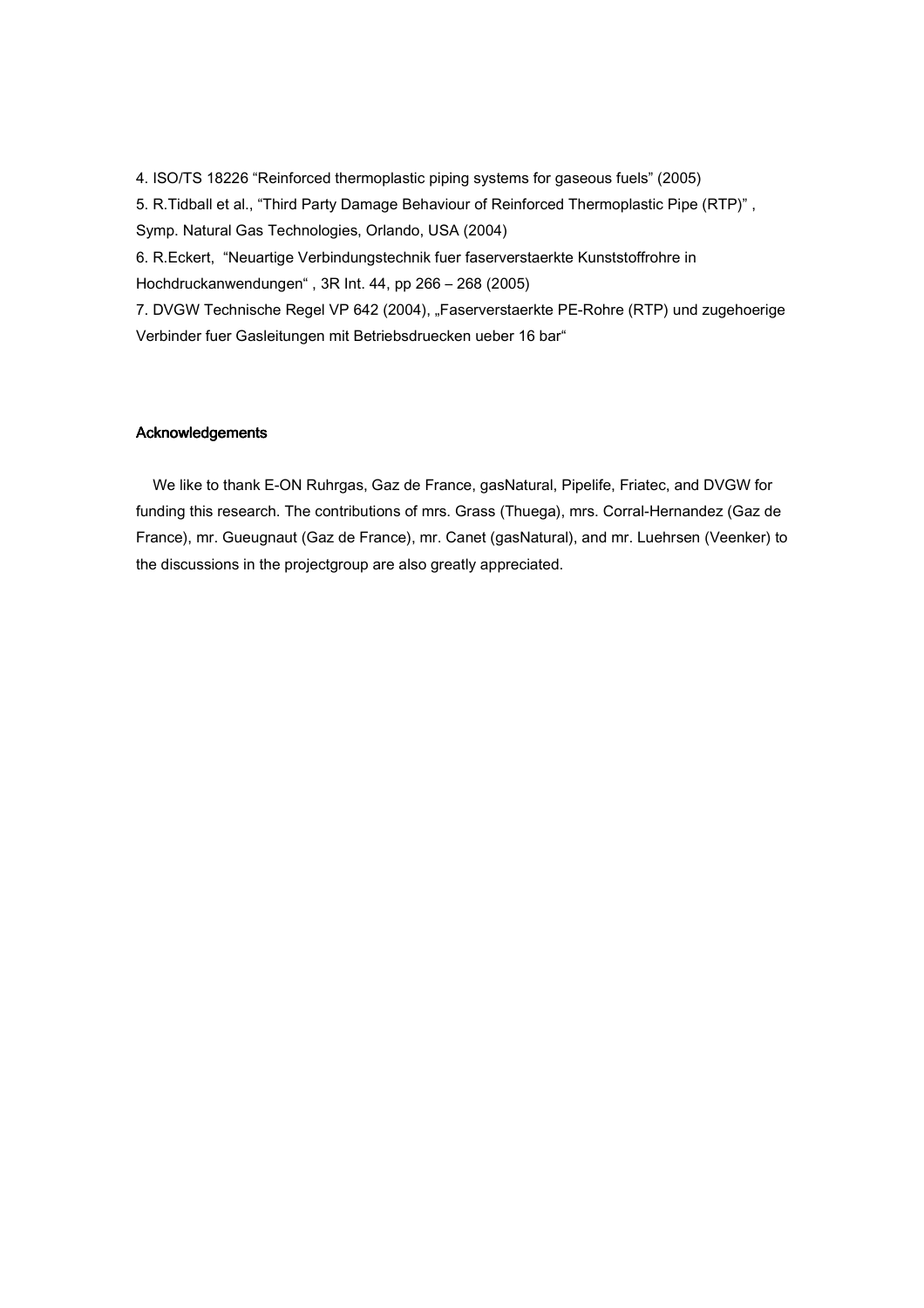4. ISO/TS 18226 “Reinforced thermoplastic piping systems for gaseous fuels” (2005)

5. R.Tidball et al., “Third Party Damage Behaviour of Reinforced Thermoplastic Pipe (RTP)” , Symp. Natural Gas Technologies, Orlando, USA (2004)

6. R.Eckert, “Neuartige Verbindungstechnik fuer faserverstaerkte Kunststoffrohre in Hochdruckanwendungen“ , 3R Int. 44, pp 266 – 268 (2005)

7. DVGW Technische Regel VP 642 (2004), „Faserverstaerkte PE-Rohre (RTP) und zugehoerige Verbinder fuer Gasleitungen mit Betriebsdruecken ueber 16 bar“

## Acknowledgements

We like to thank E-ON Ruhrgas, Gaz de France, gasNatural, Pipelife, Friatec, and DVGW for funding this research. The contributions of mrs. Grass (Thuega), mrs. Corral-Hernandez (Gaz de France), mr. Gueugnaut (Gaz de France), mr. Canet (gasNatural), and mr. Luehrsen (Veenker) to the discussions in the projectgroup are also greatly appreciated.